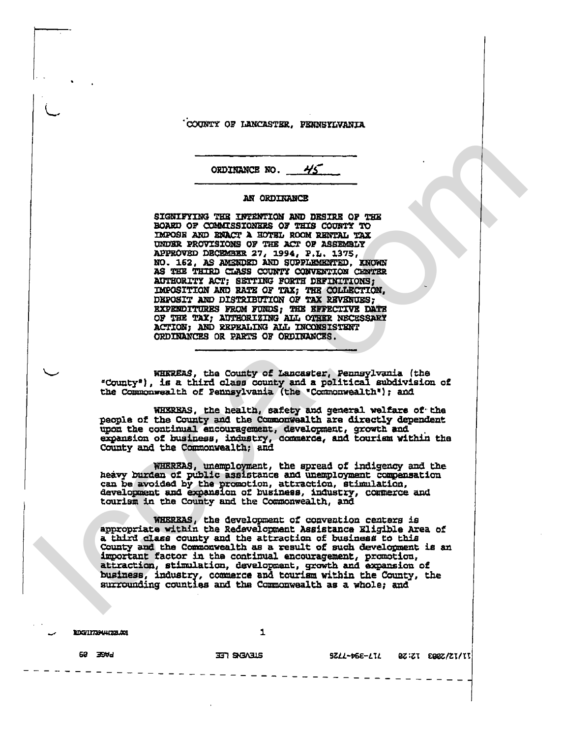COUNTY OF LANCASTER, PENNSYLVANIA

ORDINANCE NO. 45

AN ORDINANCE

SIGNIFYING THE INTENTION AND DESIRE OF THE BOARD OF COMMISSIONERS OF THIS COUNTY TO IMPOSE AND ENACT A HOTEL ROOM RENTAL TAX UNDER PROVISIONS OF THE ACT OF ASSEMBLY APPROVED DECEMBER 27, 1994, P.L. 1375, NO. 162, AS AMENDED AND SUPPLEMENTED, KNOWN AS THE THIRD CLASS COUNTY CONVENTION CENTER AUTHORITY ACT; SETTING FORTH DEFINITIONS; IMPOSITION AND RATE OF TAX; THE COLLECTION, DEPOSIT AND DISTRIBUTION OF TAX REVENUES; EXPENDITURES FROM FUNDS; THE EFFECTIVE DATE OF THE TAX; AUTHORIZING ALL OTHER NECESSARY ACTION; AND REPEALING ALL INCONSISTENT ORDINANCES OR PARTS OF ORDINANCES.

WHEREAS, the County of Lancaster, Pennsylvania (the "County"), is a third class county and a political subdivision of the Commonwealth of Pennsylvania (the "Commonwealth"); and

WHEREAS, the health, safety and general welfare of the people of the County and the Commonwealth are directly dependent upon the continual encouragement, development, growth and expansion of business, industry, commerce, and tourism within the County and the Commonwealth; and

WHEREAS, unemployment, the spread of indigency and the heavy burden of public assistance and unemployment compensation can be avoided by the promotion, attraction, stimulation, development and expansion of business, industry, commerce and tourism in the County and the Commonwealth, and

WHEREAS, the development of convention centers is appropriate within the Redevelopment Assistance Eligible Area of a third class county and the attraction of business to this County and the Commonwealth as a result of such development is an important factor in the continual encouragement, promotion, attraction, stimulation, development, growth and expansion of business, industry, commerce and tourism within the County, the surrounding counties and the Commonwealth as a whole; and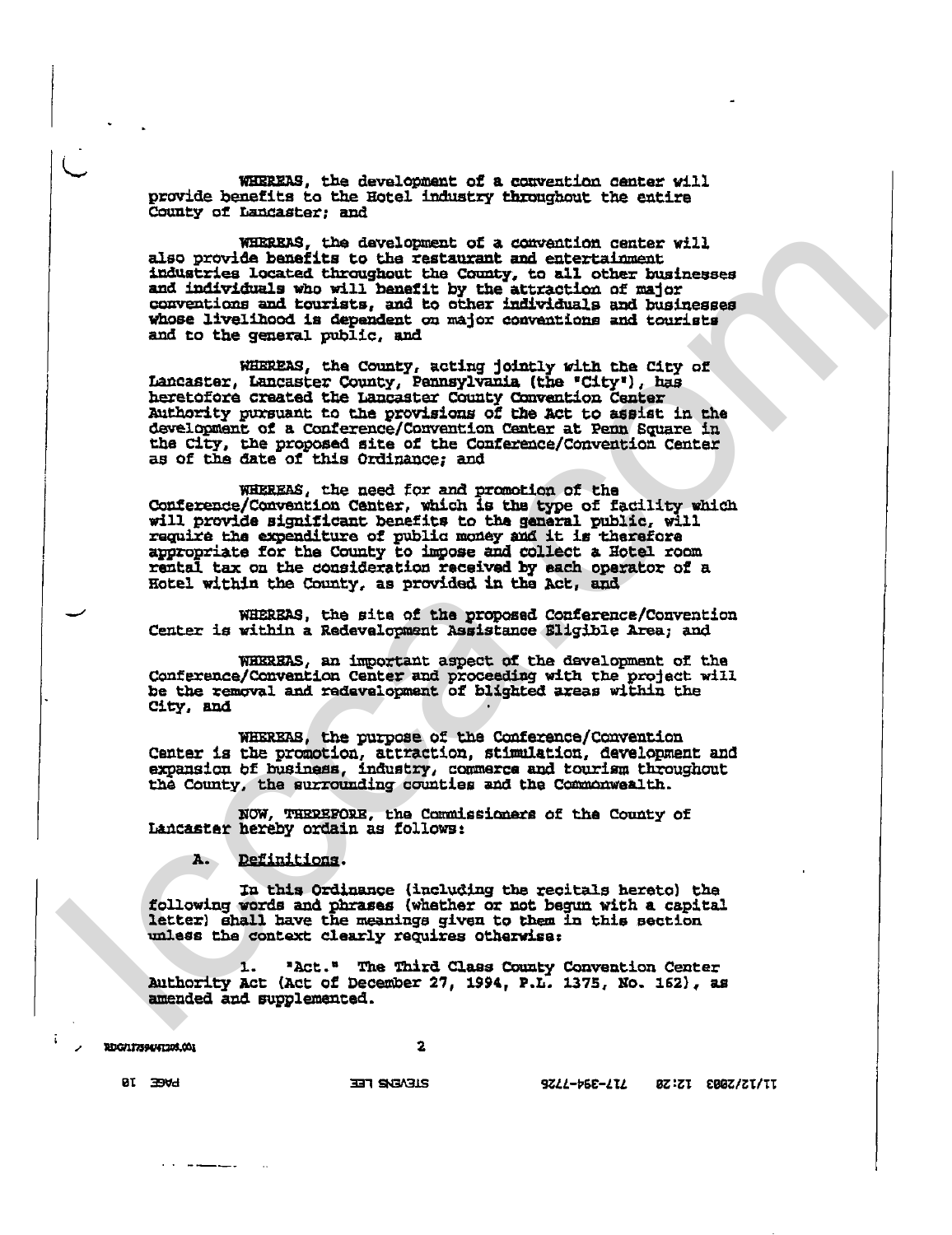WHEREAS, the development of a convention center will provide benefits to the Hotel industry throughout the entire County of Lancaster; and

WHEREAS, the development of a convention center will also provide benefits to the restaurant and entertainment industries located throughout the County, to all other businesses and individuals who will benefit by the attraction of major conventions and tourists, and to other individuals and businesses whose livelihood is dependent on major conventions and tourists and to the general public, and

WHEREAS, the County, acting jointly with the City of Lancaster, Lancaster County, Pennsylvania (the "City"), has heretofore created the Lancaster County Convention Center Authority pursuant to the provisions of the Act to assist in the development of a Conference/Convention Center at Penn Square in the City, the proposed site of the Conference/Convention Center as of the date of this Ordinance; and

WHEREAS, the need for and promotion of the Conference/Convention Center, which is the type of facility which will provide significant benefits to the general public, will require the expenditure of public money and it is therefore appropriate for the County to impose and collect a Hotel room rental tax on the consideration received by each operator of a Hotel within the County, as provided in the Act, and

WHEREAS, the site of the proposed Conference/Convention Center is within a Redevelopment Assistance Eligible Area; and

WHEREAS, an important aspect of the development of the Conference/Convention Center and proceeding with the project will be the removal and redevelopment of blighted areas within the City, and

WHEREAS, the purpose of the Conference/Convention Center is the promotion, attraction, stimulation, development and expansion of business, industry, commerce and tourism throughout the County, the surrounding counties and the Commonwealth.

NOW, THEREFORE, the Commissioners of the County of Lancaster hereby ordain as follows:

A. Definitions.

In this Ordinance (including the recitals hereto) the following words and phrases (whether or not begun with a capital letter) shall have the meanings given to them in this section unless the context clearly requires otherwise:

1. "Act." The Third Class County Convention Center Authority Act (Act of December 27, 1994, P.L. 1375, No. 162), as amended and supplemented.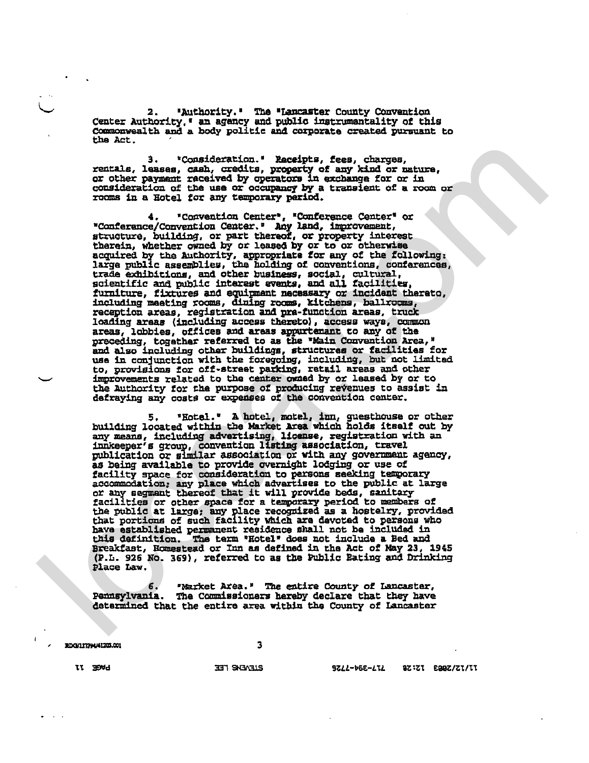2. "Authority." The "Lancaster County Convention Center Authority," an agency and public instrumentality of this Commonwealth and a body politic and corporate created pursuant to the Act.

3. "Consideration." Receipts, fees, charges, rentals, leases, cash, credits, property of any kind or nature, or other payment received by operators in exchange for or in consideration of the use or occupancy by a transient of a room or rooms in a Hotel for any temporary period.

4. "Convention Center", "Conference Center" or "Conference/Convention Center." Any land, improvement, structure, building, or part thereof, or property interest therein, whether owned by or leased by or to or otherwise acquired by the Authority, appropriate for any of the following: large public assemblies, the holding of conventions, conferences, trade exhibitions, and other business, social, cultural, scientific and public interest events, and all facilities, furniture, fixtures and equipment necessary or incident thereto, including meeting rooms, dining rooms, kitchens, ballrooms, reception areas, registration and pre-function areas, truck loading areas (including access thereto), access ways, common areas, lobbies, offices and areas appurtenant to any of the preceding, together referred to as the "Main Convention Area," and also including other buildings, structures or facilities for use in conjunction with the foregoing, including, but not limited to, provisions for off-street parking, retail areas and other improvements related to the center owned by or leased by or to the Authority for the purpose of producing revenues to assist in defraying any costs or expenses of the convention center.

5. "Hotel." A hotel, motel, inn, guesthouse or other building located within the Market Area which holds itself out by any means, including advertising, license, registration with an innkeeper's group, convention listing association, travel publication or similar association or with any government agency, as being available to provide overnight lodging or use of facility space for consideration to persons seeking temporary accommodation; any place which advertises to the public at large or any segment thereof that it will provide beds, sanitary facilities or other space for a temporary period to members of the public at large; any place recognized as a hostelry, provided that portions of such facility which are devoted to persons who have established permanent residence shall not be included in this definition. The term "Hotel" does not include a Bed and Breakfast, Homestead or Inn as defined in the Act of May 23, 1945 (P.L. 926 No. 369), referred to as the Public Eating and Drinking Place Law.

6. "Market Area." The entire County of Lancaster, Pennsylvania. The Commissioners hereby declare that they have determined that the entire area within the County of Lancaster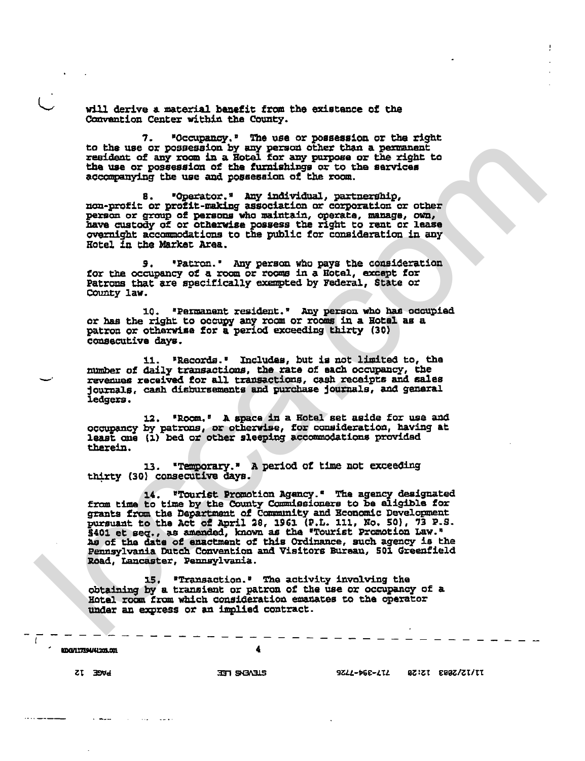will derive a material benefit from the existence of the Convention Center within the County.

7. "Occupancy." The use or possession or the right to the use or possession by any person other than a permanent resident of any room in a Hotel for any purpose or the right to the use or possession of the furnishings or to the services accompanying the use and possession of the room.

8. "Operator." Any individual, partnership, non-profit or profit-making association or corporation or other person or group of persons who maintain, operate, manage, own, have custody of or otherwise possess the right to rent or lease overnight accommodations to the public for consideration in any Hotel in the Market Area.

9. "Patron." Any person who pays the consideration for the occupancy of a room or rooms in a Hotel, except for Patrons that are specifically exempted by Federal, State or County law.

10. "Permanent resident." Any person who has occupied or has the right to occupy any room or rooms in a Hotel as a patron or otherwise for a period exceeding thirty (30) consecutive days.

11. "Records." Includes, but is not limited to, the number of daily transactions, the rate of each occupancy, the revenues received for all transactions, cash receipts and sales journals, cash disbursements and purchase journals, and general ledgers.

12. "Room." A space in a Hotel set aside for use and occupancy by patrons, or otherwise, for consideration, having at least one (1) bed or other sleeping accommodations provided therein.

13. "Temporary." A period of time not exceeding thirty (30) consecutive days.

14. "Tourist Promotion Agency." The agency designated from time to time by the County Commissioners to be eligible for grants from the Department of Community and Economic Development pursuant to the Act of April 28, 1961 (P.L. 111, No. 50), 73 P.S. §401 et seq., as amended, known as the "Tourist Promotion Law." As of the date of enactment of this Ordinance, such agency is the Pennsylvania Dutch Convention and Visitors Bureau, 501 Greenfield Road, Lancaster, Pennsylvania.

15. "Transaction." The activity involving the obtaining by a transient or patron of the use or occupancy of a Hotel room from which consideration emanates to the operator under an express or an implied contract.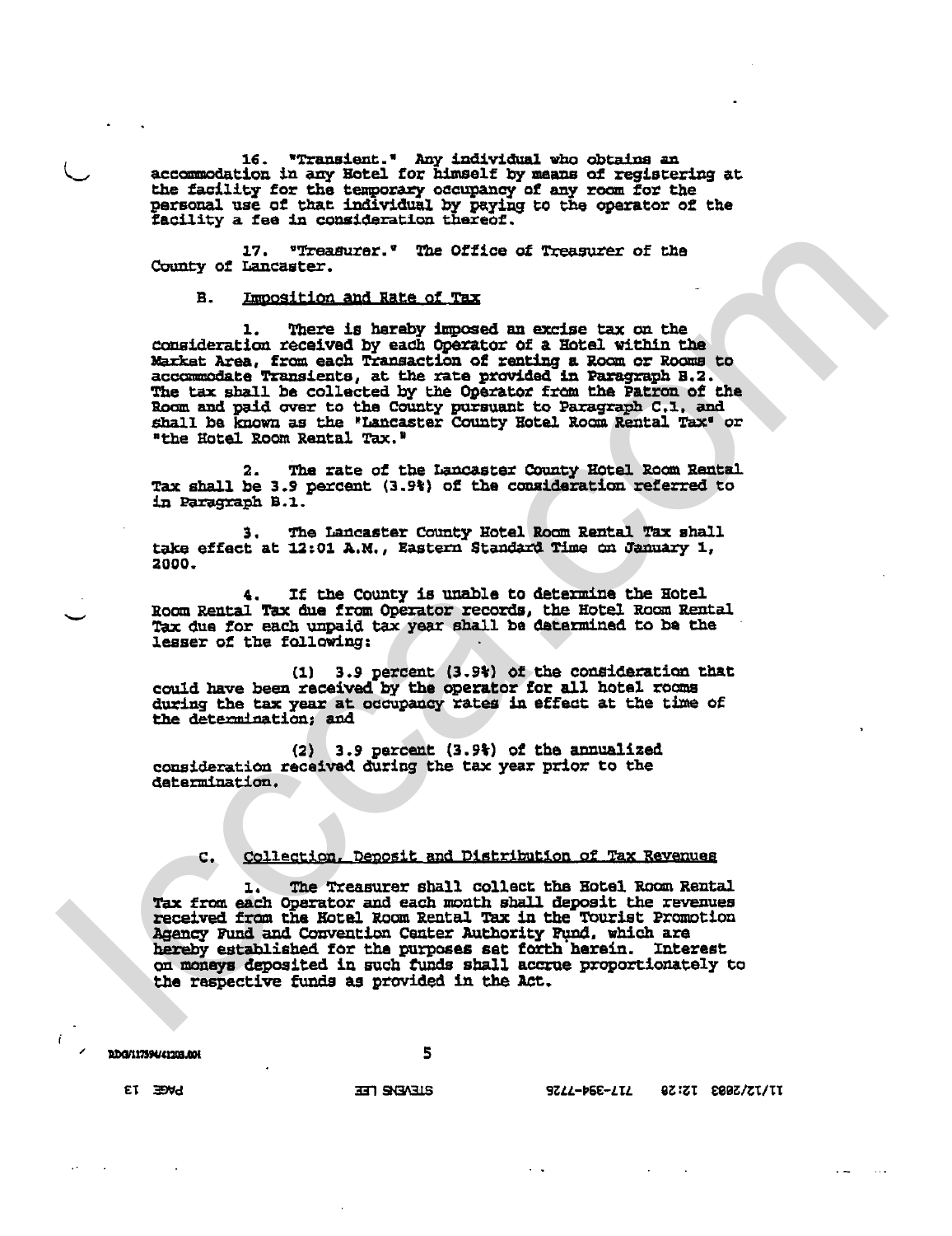16. "Transient." Any individual who obtains an accommodation in any Hotel for himself by means of registering at the facility for the temporary occupancy of any room for the personal use of that individual by paying to the operator of the facility a fee in consideration thereof.

17. "Treasurer." The Office of Treasurer of the County of Lancaster.

B. Imposition and Rate of Tax

1. There is hereby imposed an excise tax on the consideration received by each Operator of a Hotel within the Market Area, from each Transaction of renting a Room or Rooms to accommodate Transients, at the rate provided in Paragraph B.2. The tax shall be collected by the Operator from the Patron of the Room and paid over to the County pursuant to Paragraph C.1. and shall be known as the "Lancaster County Hotel Room Rental Tax" or "the Hotel Room Rental Tax."

2. The rate of the Lancaster County Hotel Room Rental Tax shall be 3.9 percent (3.9%) of the consideration referred to in Paragraph B.1.

3. The Lancaster County Hotel Room Rental Tax shall take effect at 12:01 A.M., Eastern Standard Time on January 1, 2000.

4. If the County is unable to determine the Hotel Room Rental Tax due from Operator records, the Hotel Room Rental Tax due for each unpaid tax year shall be determined to be the lesser of the following:

(1) 3.9 percent (3.9%) of the consideration that could have been received by the operator for all hotel rooms during the tax year at occupancy rates in effect at the time of the determination; and

(2) 3.9 percent (3.9%) of the annualized consideration received during the tax year prior to the determination.

C. Collection, Deposit and Distribution of Tax Revenues

1. The Treasurer shall collect the Hotel Room Rental Tax from each Operator and each month shall deposit the revenues received from the Hotel Room Rental Tax in the Tourist Promotion Agency Fund and Convention Center Authority Fund, which are hereby established for the purposes set forth herein. Interest on moneys deposited in such funds shall accrue proportionately to the respective funds as provided in the Act.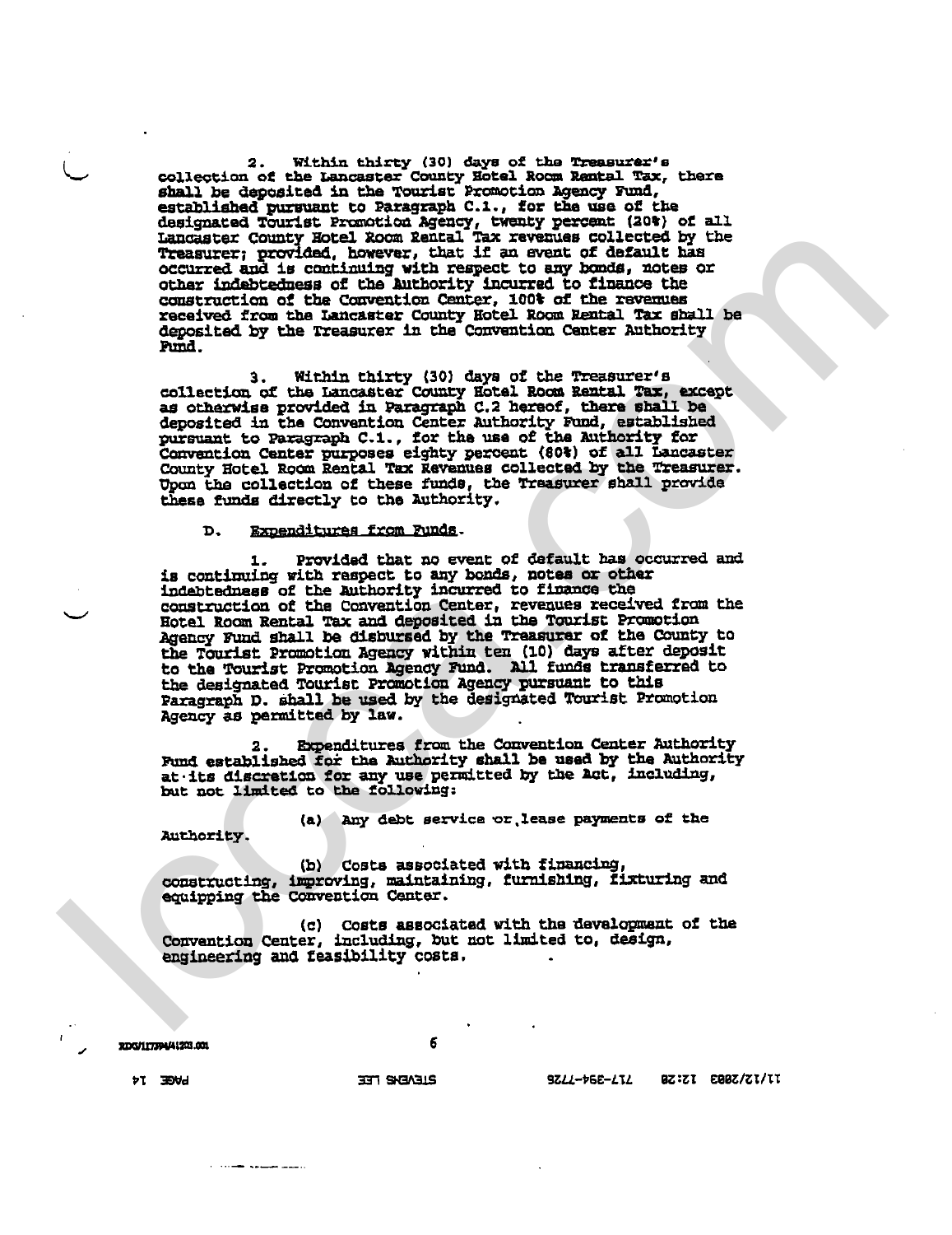2. Within thirty (30) days of the Treasurer's collection of the Lancaster County Hotel Room Rental Tax, there shall be deposited in the Tourist Promotion Agency Fund, established pursuant to Paragraph C.1., for the use of the designated Tourist Promotion Agency, twenty percent (20%) of all Lancaster County Hotel Room Rental Tax revenues collected by the Treasurer; provided, however, that if an event of default has occurred and is continuing with respect to any bonds, notes or other indebtedness of the Authority incurred to finance the construction of the Convention Center, 100% of the revenues received from the Lancaster County Hotel Room Rental Tax shall be deposited by the Treasurer in the Convention Center Authority Fund.

3. Within thirty (30) days of the Treasurer's collection of the Lancaster County Hotel Room Rental Tax, except as otherwise provided in Paragraph C.2 hereof, there shall be deposited in the Convention Center Authority Fund, established pursuant to Paragraph C.1., for the use of the Authority for Convention Center purposes eighty percent (80%) of all Lancaster County Hotel Room Rental Tax Revenues collected by the Treasurer. Upon the collection of these funds, the Treasurer shall provide these funds directly to the Authority.

D. Expenditures from Funds.

1. Provided that no event of default has occurred and is continuing with respect to any bonds, notes or other indebtedness of the Authority incurred to finance the construction of the Convention Center, revenues received from the Hotel Room Rental Tax and deposited in the Tourist Promotion Agency Fund shall be disbursed by the Treasurer of the County to the Tourist Promotion Agency within ten (10) days after deposit to the Tourist Promotion Agency Fund. All funds transferred to the designated Tourist Promotion Agency pursuant to this Paragraph D. shall be used by the designated Tourist Promotion Agency as permitted by law.

2. Expenditures from the Convention Center Authority Fund established for the Authority shall be used by the Authority at its discretion for any use permitted by the Act, including, but not limited to the following:

(a) Any debt service or lease payments of the Authority.

(b) Costs associated with financing, constructing, improving, maintaining, furnishing, fixturing and equipping the Convention Center.

(c) Costs associated with the development of the Convention Center, including, but not limited to, design, engineering and feasibility costs.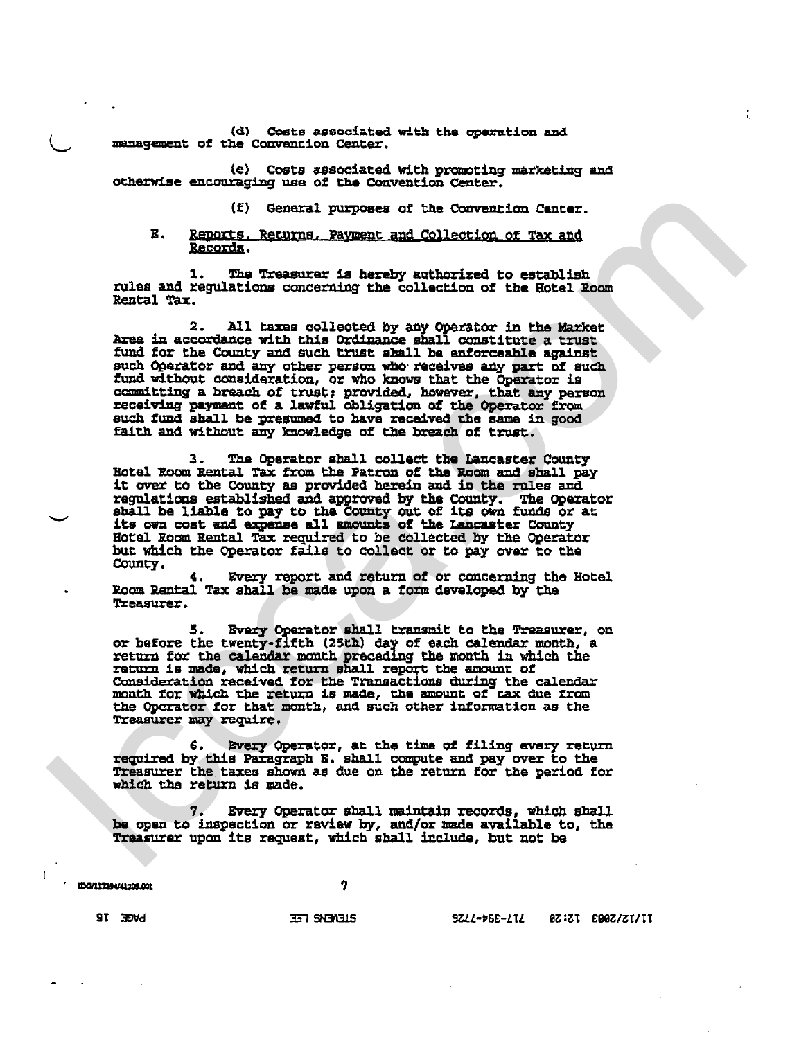(d) Costs associated with the operation and management of the Convention Center.

(e) Costs associated with promoting marketing and otherwise encouraging use of the Convention Center.

(f) General purposes of the Convention Center.

E. <u>Reports, Returns, Payment and Collection of Tax and Records</u>.

1. The Treasurer is hereby authorized to establish rules and regulations concerning the collection of the Hotel Room Rental Tax.

2. All taxes collected by any Operator in the Market Area in accordance with this Ordinance shall constitute a trust fund for the County and such trust shall be enforceable against such Operator and any other person who receives any part of such fund without consideration, or who knows that the Operator is committing a breach of trust; provided, however, that any person receiving payment of a lawful obligation of the Operator from such fund shall be presumed to have received the same in good faith and without any knowledge of the breach of trust.

3. The Operator shall collect the Lancaster County Hotel Room Rental Tax from the Patron of the Room and shall pay it over to the County as provided herein and in the rules and regulations established and approved by the County. The Operator shall be liable to pay to the County out of its own funds or at its own cost and expense all amounts of the Lancaster County Hotel Room Rental Tax required to be collected by the Operator but which the Operator fails to collect or to pay over to the County.

4. Every report and return of or concerning the Hotel Room Rental Tax shall be made upon a form developed by the Treasurer.

5. Every Operator shall transmit to the Treasurer, on or before the twenty-fifth (25th) day of each calendar month, a return for the calendar month preceding the month in which the return is made, which return shall report the amount of Consideration received for the Transactions during the calendar month for which the return is made, the amount of tax due from the Operator for that month, and such other information as the Treasurer may require.

6. Every Operator, at the time of filing every return required by this Paragraph E. shall compute and pay over to the Treasurer the taxes shown as due on the return for the period for which the return is made.

7. Every Operator shall maintain records, which shall be open to inspection or review by, and/or made available to, the Treasurer upon its request, which shall include, but not be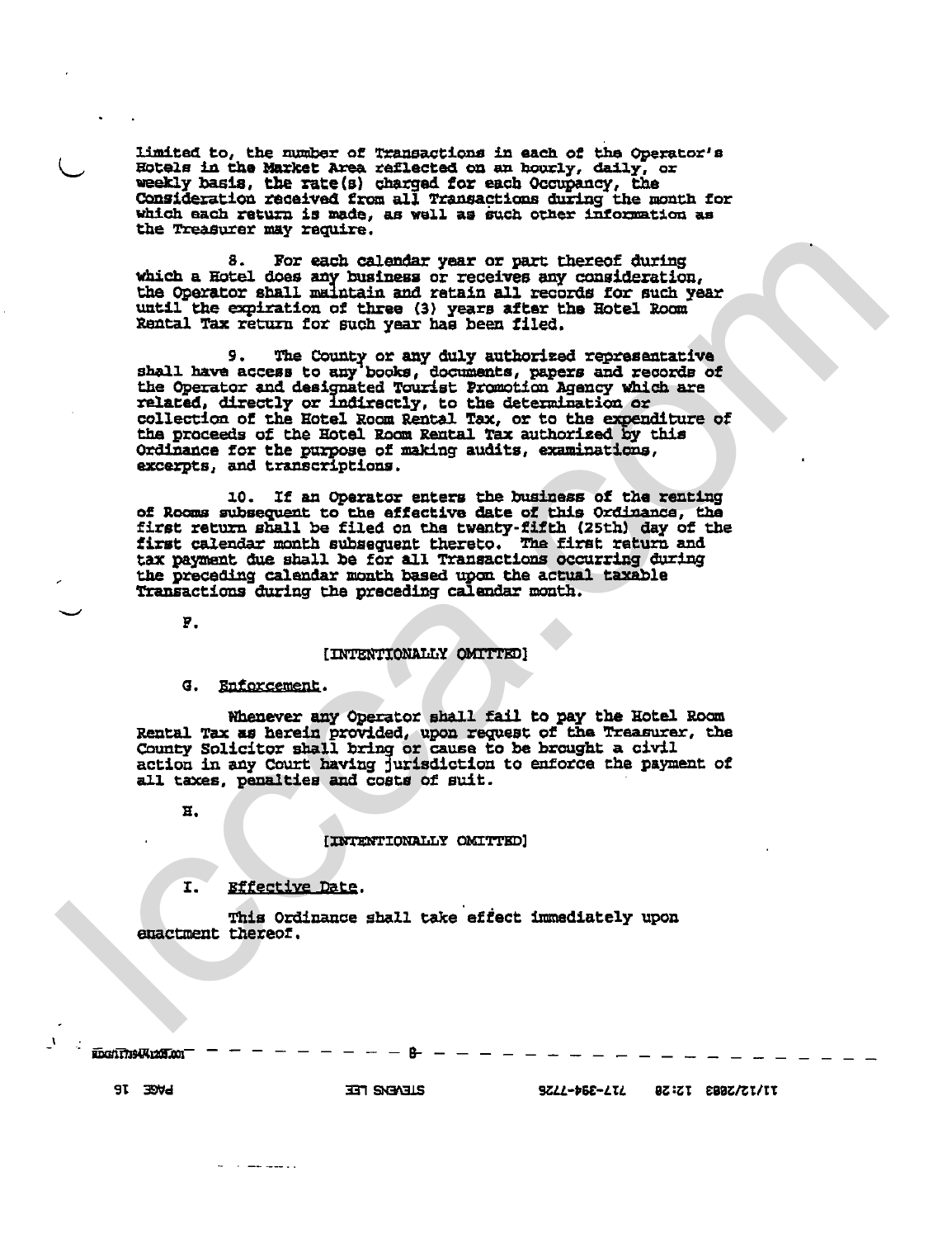limited to, the number of Transactions in each of the Operator's Hotels in the Market Area reflected on an hourly, daily, or weekly basis, the rate(s) charged for each Occupancy, the Consideration received from all Transactions during the month for which each return is made, as well as such other information as the Treasurer may require.

8. For each calendar year or part thereof during which a Hotel does any business or receives any consideration, the Operator shall maintain and retain all records for such year until the expiration of three (3) years after the Hotel Room Rental Tax return for such year has been filed.

9. The County or any duly authorized representative shall have access to any books, documents, papers and records of the Operator and designated Tourist Promotion Agency which are related, directly or indirectly, to the determination or collection of the Hotel Room Rental Tax, or to the expenditure of the proceeds of the Hotel Room Rental Tax authorized by this Ordinance for the purpose of making audits, examinations, excerpts, and transcriptions.

10. If an Operator enters the business of the renting of Rooms subsequent to the effective date of this Ordinance, the first return shall be filed on the twenty-fifth (25th) day of the first calendar month subsequent thereto. The first return and tax payment due shall be for all Transactions occurring during the preceding calendar month based upon the actual taxable Transactions during the preceding calendar month.

F.

[INTENTIONALLY OMITTED]

G. Enforcement.

Whenever any Operator shall fail to pay the Hotel Room Rental Tax as herein provided, upon request of the Treasurer, the County Solicitor shall bring or cause to be brought a civil action in any Court having jurisdiction to enforce the payment of all taxes, penalties and costs of suit.

H.

[INTENTIONALLY OMITTED]

I. Effective Date.

This Ordinance shall take effect immediately upon enactment thereof.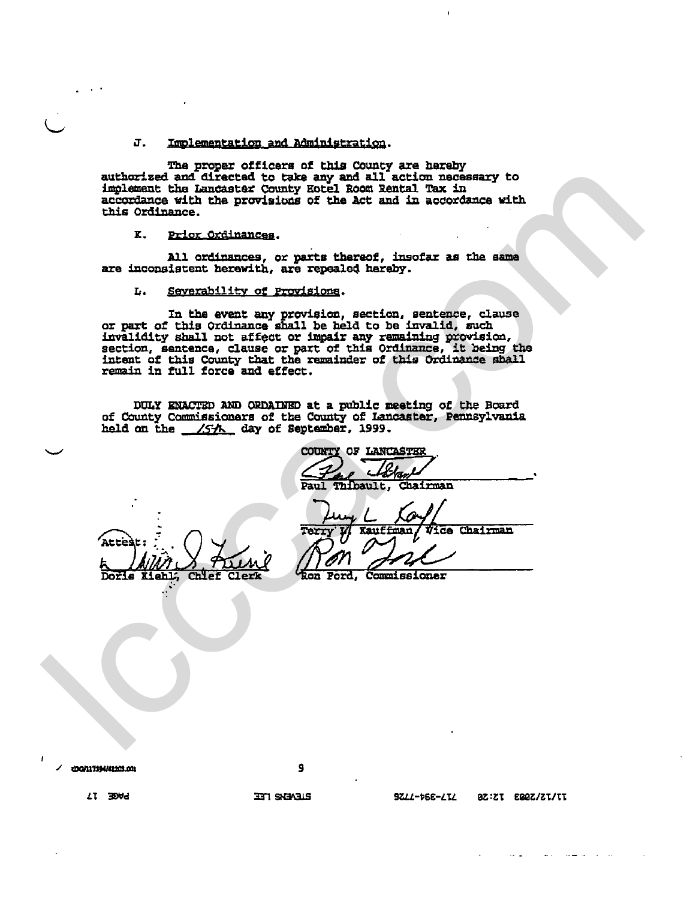J. <u>Implementation and Administration</u>.

The proper officers of this County are hereby authorized and directed to take any and all action necessary to implement the Lancaster County Hotel Room Rental Tax in accordance with the provisions of the Act and in accordance with this Ordinance.

K. <u>Prior Ordinances</u>.

All ordinances, or parts thereof, insofar as the same are inconsistent herewith, are repealed hereby.

L. <u>Severability of Provisions</u>.

In the event any provision, section, sentence, clause or part of this Ordinance shall be held to be invalid, such invalidity shall not affect or impair any remaining provision, section, sentence, clause or part of this Ordinance, it being the intent of this County that the remainder of this Ordinance shall remain in full force and effect.

DULY ENACTED AND ORDAINED at a public meeting of the Board of County Commissioners of the County of Lancaster, Pennsylvania held on the 15th day of September, 1999.

COUNTY OF LANCASTER

Paul Thibault, Chairman

Terry L. Kauffman, Vice Chairman

Attest:

Doris Kiehl, Chief Clerk

Ron Ford, Commissioner

DG/117394/41203.001